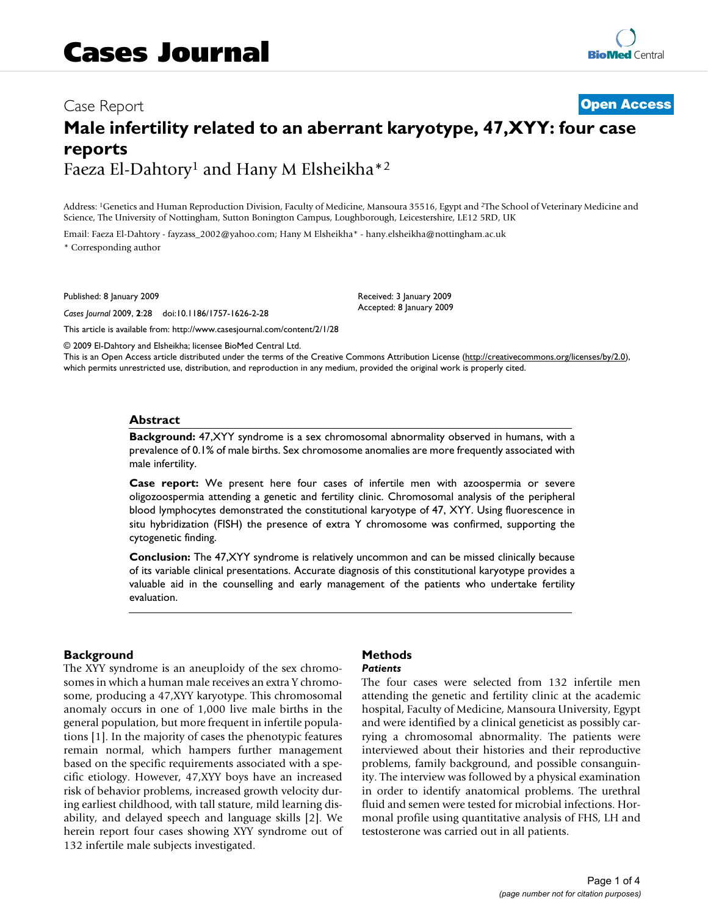# Cases Journal

Case Report **Open Access**

# Male infertility related to an aberrant karyotype, 47,XYY: four case reports

Faeza El-Dahtory[1] and Hany M Elsheikha*[2]

Address: [1]Genetics and Human Reproduction Division, Faculty of Medicine, Mansoura 35516, Egypt and [2]The School of Veterinary Medicine and Science, The University of Nottingham, Sutton Bonington Campus, Loughborough, Leicestershire, LE12 5RD, UK

Email: Faeza El-Dahtory - fayzass_2002@yahoo.com; Hany M Elsheikha* - hany.elsheikha@nottingham.ac.uk

* Corresponding author

Published: 8 January 2009

*Cases Journal* 2009, **2**:28 doi:10.1186/1757-1626-2-28

Received: 3 January 2009
Accepted: 8 January 2009

This article is available from: http://www.casesjournal.com/content/2/1/28

© 2009 El-Dahtory and Elsheikha; licensee BioMed Central Ltd.

This is an Open Access article distributed under the terms of the Creative Commons Attribution License (http://creativecommons.org/licenses/by/2.0), which permits unrestricted use, distribution, and reproduction in any medium, provided the original work is properly cited.

## Abstract

**Background:** 47,XYY syndrome is a sex chromosomal abnormality observed in humans, with a prevalence of 0.1% of male births. Sex chromosome anomalies are more frequently associated with male infertility.

**Case report:** We present here four cases of infertile men with azoospermia or severe oligozoospermia attending a genetic and fertility clinic. Chromosomal analysis of the peripheral blood lymphocytes demonstrated the constitutional karyotype of 47, XYY. Using fluorescence in situ hybridization (FISH) the presence of extra Y chromosome was confirmed, supporting the cytogenetic finding.

**Conclusion:** The 47,XYY syndrome is relatively uncommon and can be missed clinically because of its variable clinical presentations. Accurate diagnosis of this constitutional karyotype provides a valuable aid in the counselling and early management of the patients who undertake fertility evaluation.

## Background

The XYY syndrome is an aneuploidy of the sex chromosomes in which a human male receives an extra Y chromosome, producing a 47,XYY karyotype. This chromosomal anomaly occurs in one of 1,000 live male births in the general population, but more frequent in infertile populations [1]. In the majority of cases the phenotypic features remain normal, which hampers further management based on the specific requirements associated with a specific etiology. However, 47,XYY boys have an increased risk of behavior problems, increased growth velocity during earliest childhood, with tall stature, mild learning disability, and delayed speech and language skills [2]. We herein report four cases showing XYY syndrome out of 132 infertile male subjects investigated.

## Methods

### *Patients*

The four cases were selected from 132 infertile men attending the genetic and fertility clinic at the academic hospital, Faculty of Medicine, Mansoura University, Egypt and were identified by a clinical geneticist as possibly carrying a chromosomal abnormality. The patients were interviewed about their histories and their reproductive problems, family background, and possible consanguinity. The interview was followed by a physical examination in order to identify anatomical problems. The urethral fluid and semen were tested for microbial infections. Hormonal profile using quantitative analysis of FHS, LH and testosterone was carried out in all patients.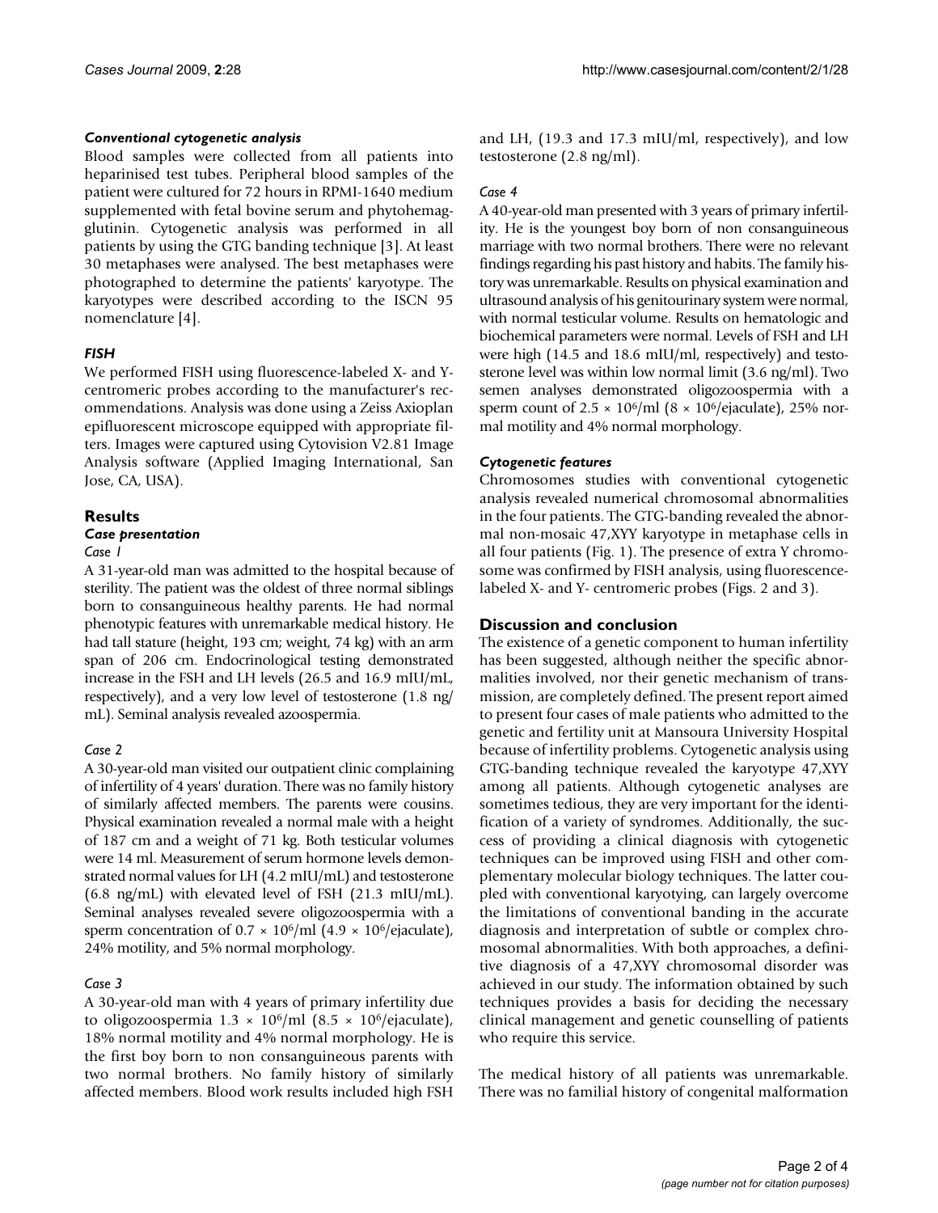### *Conventional cytogenetic analysis*

Blood samples were collected from all patients into heparinised test tubes. Peripheral blood samples of the patient were cultured for 72 hours in RPMI-1640 medium supplemented with fetal bovine serum and phytohemagglutinin. Cytogenetic analysis was performed in all patients by using the GTG banding technique [3]. At least 30 metaphases were analysed. The best metaphases were photographed to determine the patients' karyotype. The karyotypes were described according to the ISCN 95 nomenclature [4].

### *FISH*

We performed FISH using fluorescence-labeled X- and Y-centromeric probes according to the manufacturer's recommendations. Analysis was done using a Zeiss Axioplan epifluorescent microscope equipped with appropriate filters. Images were captured using Cytovision V2.81 Image Analysis software (Applied Imaging International, San Jose, CA, USA).

## Results

### *Case presentation*

*Case 1*

A 31-year-old man was admitted to the hospital because of sterility. The patient was the oldest of three normal siblings born to consanguineous healthy parents. He had normal phenotypic features with unremarkable medical history. He had tall stature (height, 193 cm; weight, 74 kg) with an arm span of 206 cm. Endocrinological testing demonstrated increase in the FSH and LH levels (26.5 and 16.9 mIU/mL, respectively), and a very low level of testosterone (1.8 ng/mL). Seminal analysis revealed azoospermia.

*Case 2*

A 30-year-old man visited our outpatient clinic complaining of infertility of 4 years' duration. There was no family history of similarly affected members. The parents were cousins. Physical examination revealed a normal male with a height of 187 cm and a weight of 71 kg. Both testicular volumes were 14 ml. Measurement of serum hormone levels demonstrated normal values for LH (4.2 mIU/mL) and testosterone (6.8 ng/mL) with elevated level of FSH (21.3 mIU/mL). Seminal analyses revealed severe oligozoospermia with a sperm concentration of $0.7 \times 10^6$/ml ($4.9 \times 10^6$/ejaculate), 24% motility, and 5% normal morphology.

*Case 3*

A 30-year-old man with 4 years of primary infertility due to oligozoospermia $1.3 \times 10^6$/ml ($8.5 \times 10^6$/ejaculate), 18% normal motility and 4% normal morphology. He is the first boy born to non consanguineous parents with two normal brothers. No family history of similarly affected members. Blood work results included high FSH and LH, (19.3 and 17.3 mIU/ml, respectively), and low testosterone (2.8 ng/ml).

*Case 4*

A 40-year-old man presented with 3 years of primary infertility. He is the youngest boy born of non consanguineous marriage with two normal brothers. There were no relevant findings regarding his past history and habits. The family history was unremarkable. Results on physical examination and ultrasound analysis of his genitourinary system were normal, with normal testicular volume. Results on hematologic and biochemical parameters were normal. Levels of FSH and LH were high (14.5 and 18.6 mIU/ml, respectively) and testosterone level was within low normal limit (3.6 ng/ml). Two semen analyses demonstrated oligozoospermia with a sperm count of $2.5 \times 10^6$/ml ($8 \times 10^6$/ejaculate), 25% normal motility and 4% normal morphology.

### *Cytogenetic features*

Chromosomes studies with conventional cytogenetic analysis revealed numerical chromosomal abnormalities in the four patients. The GTG-banding revealed the abnormal non-mosaic 47,XYY karyotype in metaphase cells in all four patients (Fig. 1). The presence of extra Y chromosome was confirmed by FISH analysis, using fluorescence-labeled X- and Y- centromeric probes (Figs. 2 and 3).

## Discussion and conclusion

The existence of a genetic component to human infertility has been suggested, although neither the specific abnormalities involved, nor their genetic mechanism of transmission, are completely defined. The present report aimed to present four cases of male patients who admitted to the genetic and fertility unit at Mansoura University Hospital because of infertility problems. Cytogenetic analysis using GTG-banding technique revealed the karyotype 47,XYY among all patients. Although cytogenetic analyses are sometimes tedious, they are very important for the identification of a variety of syndromes. Additionally, the success of providing a clinical diagnosis with cytogenetic techniques can be improved using FISH and other complementary molecular biology techniques. The latter coupled with conventional karyotying, can largely overcome the limitations of conventional banding in the accurate diagnosis and interpretation of subtle or complex chromosomal abnormalities. With both approaches, a definitive diagnosis of a 47,XYY chromosomal disorder was achieved in our study. The information obtained by such techniques provides a basis for deciding the necessary clinical management and genetic counselling of patients who require this service.

The medical history of all patients was unremarkable. There was no familial history of congenital malformation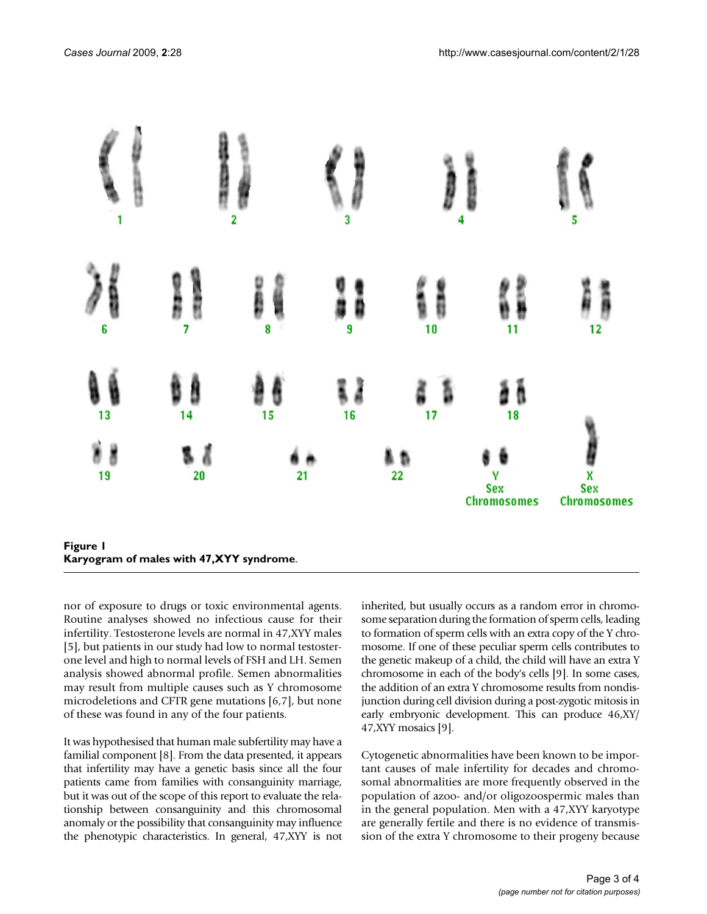**Figure 1**
**Karyogram of males with 47,XYY syndrome**.

nor of exposure to drugs or toxic environmental agents. Routine analyses showed no infectious cause for their infertility. Testosterone levels are normal in 47,XYY males [5], but patients in our study had low to normal testosterone level and high to normal levels of FSH and LH. Semen analysis showed abnormal profile. Semen abnormalities may result from multiple causes such as Y chromosome microdeletions and CFTR gene mutations [6,7], but none of these was found in any of the four patients.

It was hypothesised that human male subfertility may have a familial component [8]. From the data presented, it appears that infertility may have a genetic basis since all the four patients came from families with consanguinity marriage, but it was out of the scope of this report to evaluate the relationship between consanguinity and this chromosomal anomaly or the possibility that consanguinity may influence the phenotypic characteristics. In general, 47,XYY is not inherited, but usually occurs as a random error in chromosome separation during the formation of sperm cells, leading to formation of sperm cells with an extra copy of the Y chromosome. If one of these peculiar sperm cells contributes to the genetic makeup of a child, the child will have an extra Y chromosome in each of the body's cells [9]. In some cases, the addition of an extra Y chromosome results from nondisjunction during cell division during a post-zygotic mitosis in early embryonic development. This can produce 46,XY/47,XYY mosaics [9].

Cytogenetic abnormalities have been known to be important causes of male infertility for decades and chromosomal abnormalities are more frequently observed in the population of azoo- and/or oligozoospermic males than in the general population. Men with a 47,XYY karyotype are generally fertile and there is no evidence of transmission of the extra Y chromosome to their progeny because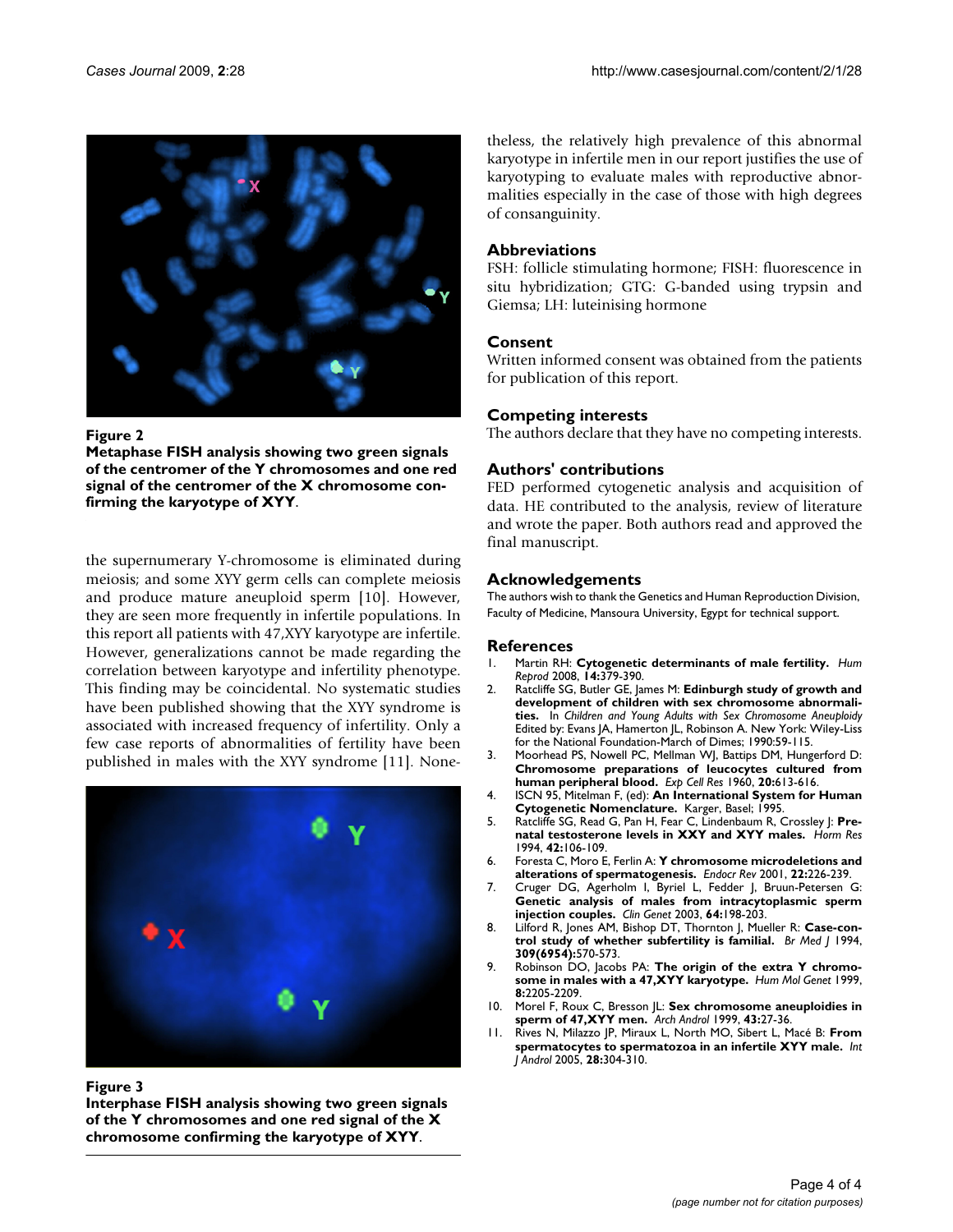**Figure 2**

**Metaphase FISH analysis showing two green signals of the centromer of the Y chromosomes and one red signal of the centromer of the X chromosome confirming the karyotype of XYY.**

the supernumerary Y-chromosome is eliminated during meiosis; and some XYY germ cells can complete meiosis and produce mature aneuploid sperm [10]. However, they are seen more frequently in infertile populations. In this report all patients with 47,XYY karyotype are infertile. However, generalizations cannot be made regarding the correlation between karyotype and infertility phenotype. This finding may be coincidental. No systematic studies have been published showing that the XYY syndrome is associated with increased frequency of infertility. Only a few case reports of abnormalities of fertility have been published in males with the XYY syndrome [11]. Nonetheless, the relatively high prevalence of this abnormal karyotype in infertile men in our report justifies the use of karyotyping to evaluate males with reproductive abnormalities especially in the case of those with high degrees of consanguinity.

**Figure 3**

**Interphase FISH analysis showing two green signals of the Y chromosomes and one red signal of the X chromosome confirming the karyotype of XYY.**

## Abbreviations

FSH: follicle stimulating hormone; FISH: fluorescence in situ hybridization; GTG: G-banded using trypsin and Giemsa; LH: luteinising hormone

## Consent

Written informed consent was obtained from the patients for publication of this report.

## Competing interests

The authors declare that they have no competing interests.

## Authors' contributions

FED performed cytogenetic analysis and acquisition of data. HE contributed to the analysis, review of literature and wrote the paper. Both authors read and approved the final manuscript.

## Acknowledgements

The authors wish to thank the Genetics and Human Reproduction Division, Faculty of Medicine, Mansoura University, Egypt for technical support.

## References

1. Martin RH: **Cytogenetic determinants of male fertility.** *Hum Reprod* 2008, **14:**379-390.
2. Ratcliffe SG, Butler GE, James M: **Edinburgh study of growth and development of children with sex chromosome abnormalities.** In *Children and Young Adults with Sex Chromosome Aneuploidy* Edited by: Evans JA, Hamerton JL, Robinson A. New York: Wiley-Liss for the National Foundation-March of Dimes; 1990:59-115.
3. Moorhead PS, Nowell PC, Mellman WJ, Battips DM, Hungerford D: **Chromosome preparations of leucocytes cultured from human peripheral blood.** *Exp Cell Res* 1960, **20:**613-616.
4. ISCN 95, Mitelman F, (ed): **An International System for Human Cytogenetic Nomenclature.** Karger, Basel; 1995.
5. Ratcliffe SG, Read G, Pan H, Fear C, Lindenbaum R, Crossley J: **Prenatal testosterone levels in XXY and XYY males.** *Horm Res* 1994, **42:**106-109.
6. Foresta C, Moro E, Ferlin A: **Y chromosome microdeletions and alterations of spermatogenesis.** *Endocr Rev* 2001, **22:**226-239.
7. Cruger DG, Agerholm I, Byriel L, Fedder J, Bruun-Petersen G: **Genetic analysis of males from intracytoplasmic sperm injection couples.** *Clin Genet* 2003, **64:**198-203.
8. Lilford R, Jones AM, Bishop DT, Thornton J, Mueller R: **Case-control study of whether subfertility is familial.** *Br Med J* 1994, **309(6954):**570-573.
9. Robinson DO, Jacobs PA: **The origin of the extra Y chromosome in males with a 47,XYY karyotype.** *Hum Mol Genet* 1999, **8:**2205-2209.
10. Morel F, Roux C, Bresson JL: **Sex chromosome aneuploidies in sperm of 47,XYY men.** *Arch Androl* 1999, **43:**27-36.
11. Rives N, Milazzo JP, Miraux L, North MO, Sibert L, Macé B: **From spermatocytes to spermatozoa in an infertile XYY male.** *Int J Androl* 2005, **28:**304-310.